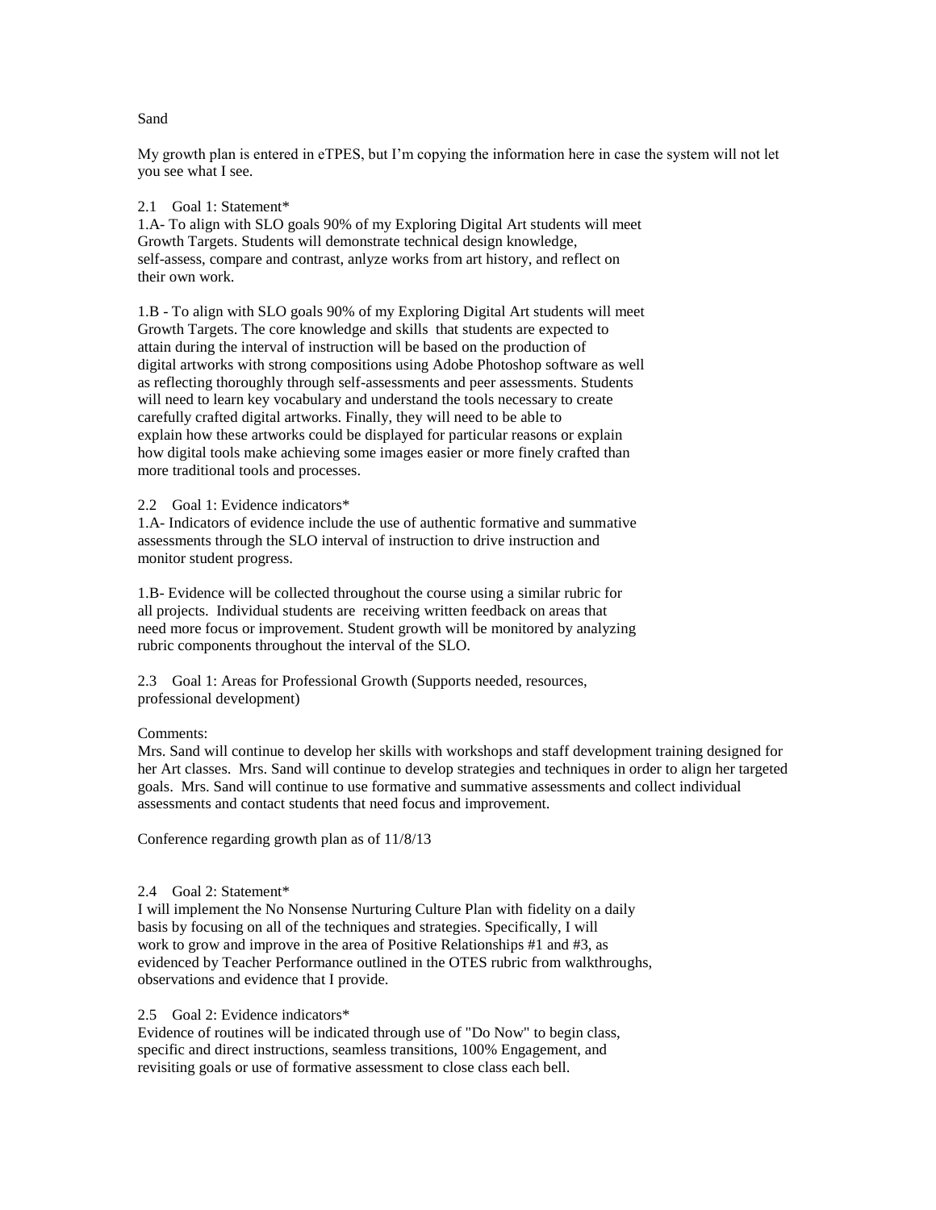Sand

My growth plan is entered in eTPES, but I'm copying the information here in case the system will not let you see what I see.

2.1 Goal 1: Statement*

1.A- To align with SLO goals 90% of my Exploring Digital Art students will meet Growth Targets. Students will demonstrate technical design knowledge, self-assess, compare and contrast, anlyze works from art history, and reflect on their own work.

1.B - To align with SLO goals 90% of my Exploring Digital Art students will meet Growth Targets. The core knowledge and skills that students are expected to attain during the interval of instruction will be based on the production of digital artworks with strong compositions using Adobe Photoshop software as well as reflecting thoroughly through self-assessments and peer assessments. Students will need to learn key vocabulary and understand the tools necessary to create carefully crafted digital artworks. Finally, they will need to be able to explain how these artworks could be displayed for particular reasons or explain how digital tools make achieving some images easier or more finely crafted than more traditional tools and processes.

2.2 Goal 1: Evidence indicators*

1.A- Indicators of evidence include the use of authentic formative and summative assessments through the SLO interval of instruction to drive instruction and monitor student progress.

1.B- Evidence will be collected throughout the course using a similar rubric for all projects. Individual students are receiving written feedback on areas that need more focus or improvement. Student growth will be monitored by analyzing rubric components throughout the interval of the SLO.

2.3 Goal 1: Areas for Professional Growth (Supports needed, resources, professional development)

Comments:

Mrs. Sand will continue to develop her skills with workshops and staff development training designed for her Art classes. Mrs. Sand will continue to develop strategies and techniques in order to align her targeted goals. Mrs. Sand will continue to use formative and summative assessments and collect individual assessments and contact students that need focus and improvement.

Conference regarding growth plan as of 11/8/13

2.4 Goal 2: Statement*

I will implement the No Nonsense Nurturing Culture Plan with fidelity on a daily basis by focusing on all of the techniques and strategies. Specifically, I will work to grow and improve in the area of Positive Relationships #1 and #3, as evidenced by Teacher Performance outlined in the OTES rubric from walkthroughs, observations and evidence that I provide.

2.5 Goal 2: Evidence indicators*

Evidence of routines will be indicated through use of "Do Now" to begin class, specific and direct instructions, seamless transitions, 100% Engagement, and revisiting goals or use of formative assessment to close class each bell.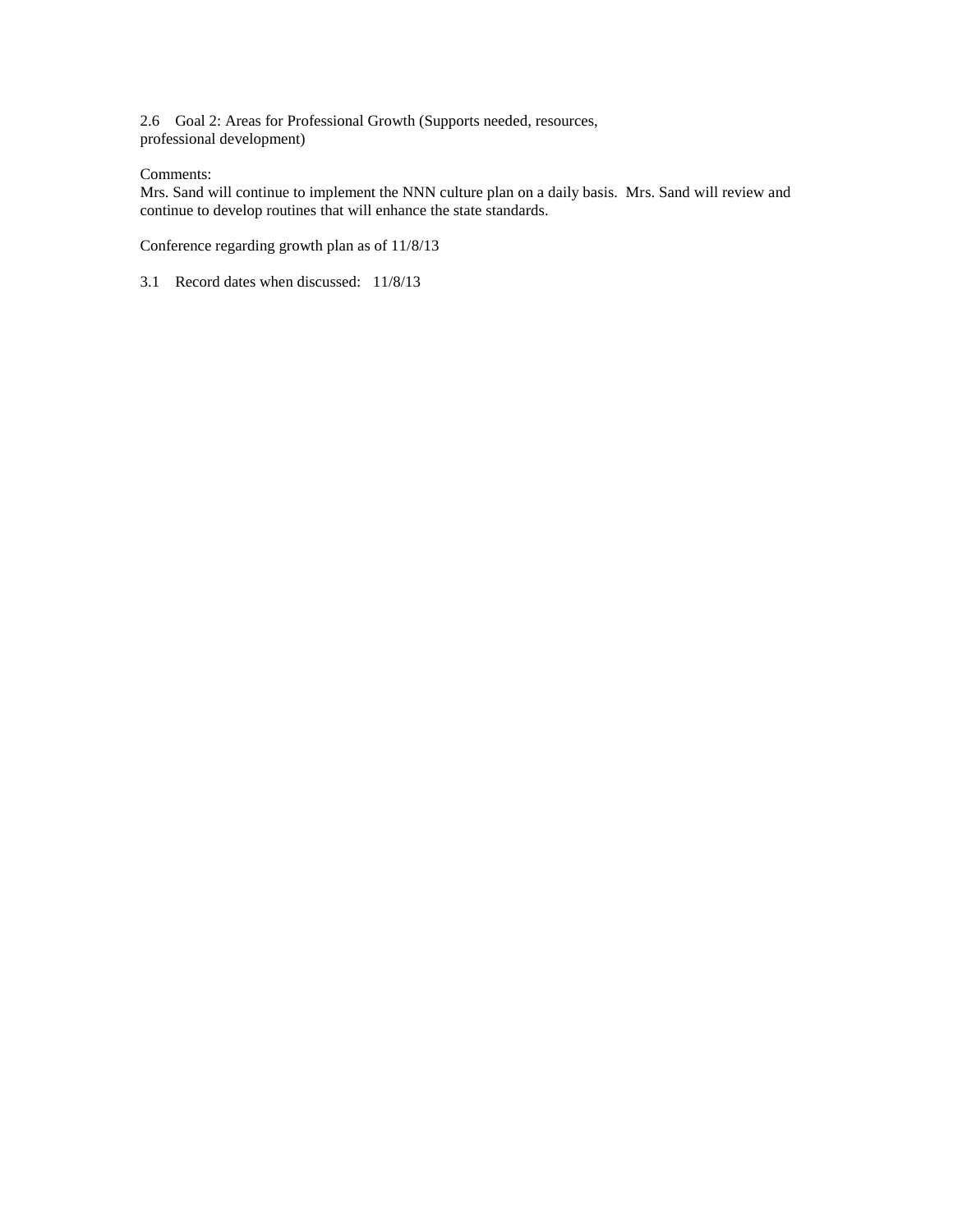2.6 Goal 2: Areas for Professional Growth (Supports needed, resources, professional development)

Comments:
Mrs. Sand will continue to implement the NNN culture plan on a daily basis. Mrs. Sand will review and continue to develop routines that will enhance the state standards.

Conference regarding growth plan as of 11/8/13

3.1 Record dates when discussed: 11/8/13